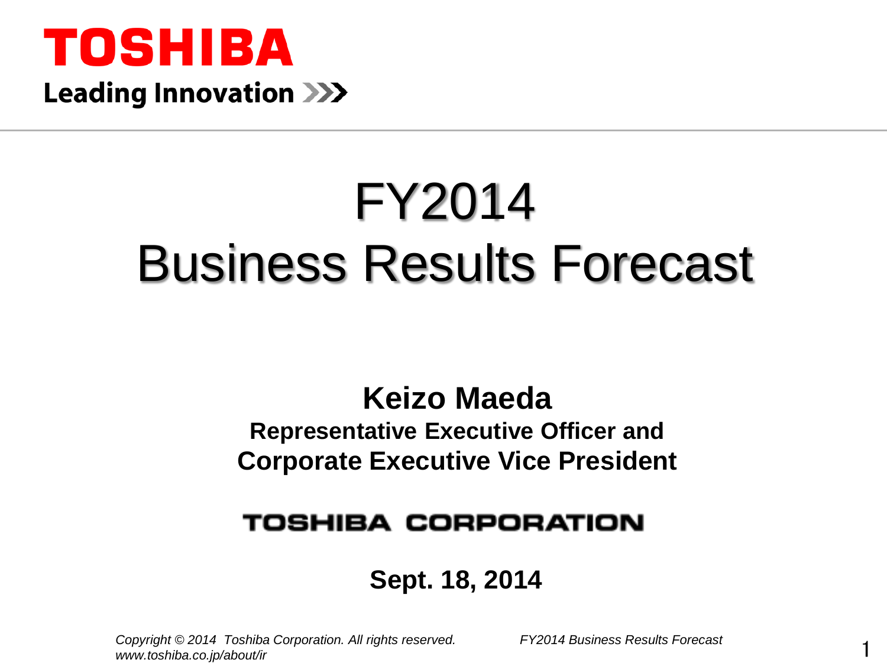TOSHIBA

Leading Innovation >>>

# FY2014 Business Results Forecast

**Keizo Maeda**

**Representative Executive Officer and Corporate Executive Vice President**

**TOSHIBA CORPORATION**

**Sept. 18, 2014**

*Copyright © 2014 Toshiba Corporation. All rights reserved.*
*www.toshiba.co.jp/about/ir*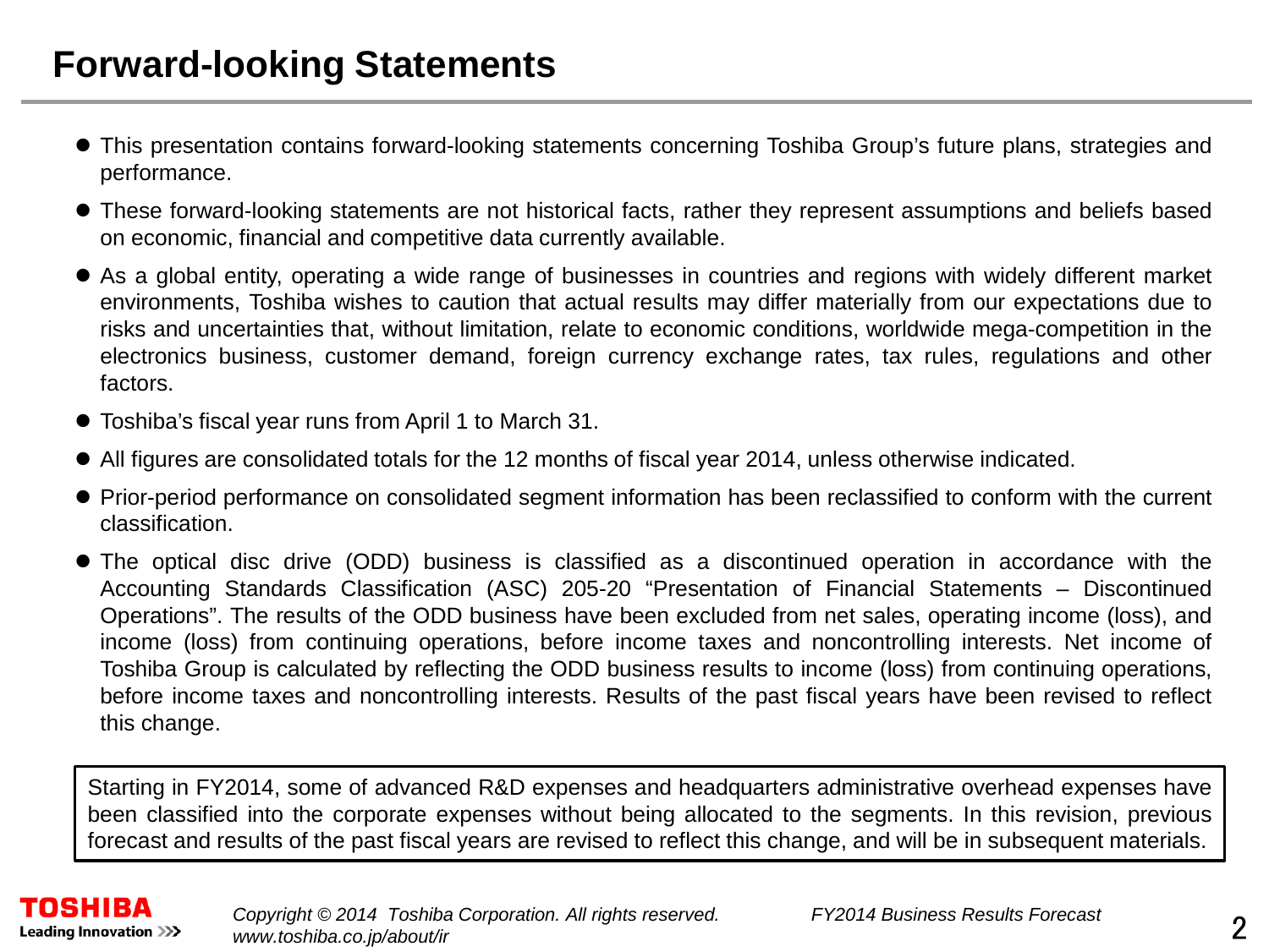# Forward-looking Statements

- This presentation contains forward-looking statements concerning Toshiba Group's future plans, strategies and performance.
- These forward-looking statements are not historical facts, rather they represent assumptions and beliefs based on economic, financial and competitive data currently available.
- As a global entity, operating a wide range of businesses in countries and regions with widely different market environments, Toshiba wishes to caution that actual results may differ materially from our expectations due to risks and uncertainties that, without limitation, relate to economic conditions, worldwide mega-competition in the electronics business, customer demand, foreign currency exchange rates, tax rules, regulations and other factors.
- Toshiba's fiscal year runs from April 1 to March 31.
- All figures are consolidated totals for the 12 months of fiscal year 2014, unless otherwise indicated.
- Prior-period performance on consolidated segment information has been reclassified to conform with the current classification.
- The optical disc drive (ODD) business is classified as a discontinued operation in accordance with the Accounting Standards Classification (ASC) 205-20 "Presentation of Financial Statements – Discontinued Operations". The results of the ODD business have been excluded from net sales, operating income (loss), and income (loss) from continuing operations, before income taxes and noncontrolling interests. Net income of Toshiba Group is calculated by reflecting the ODD business results to income (loss) from continuing operations, before income taxes and noncontrolling interests. Results of the past fiscal years have been revised to reflect this change.

Starting in FY2014, some of advanced R&D expenses and headquarters administrative overhead expenses have been classified into the corporate expenses without being allocated to the segments. In this revision, previous forecast and results of the past fiscal years are revised to reflect this change, and will be in subsequent materials.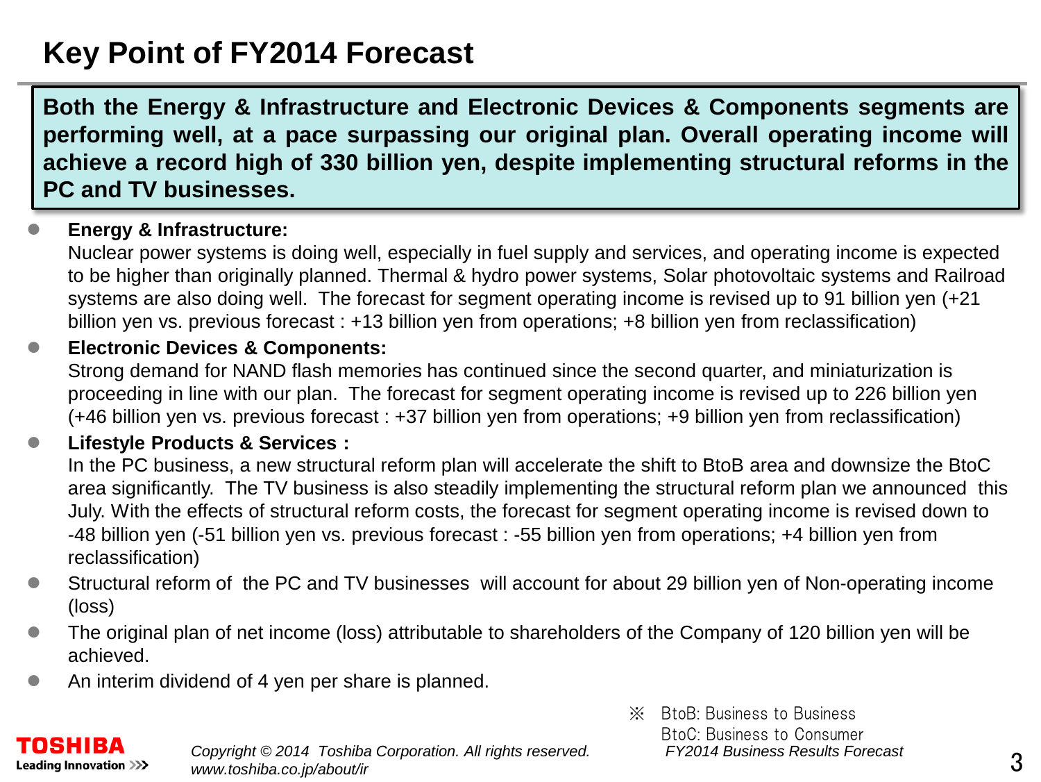# Key Point of FY2014 Forecast

**Both the Energy & Infrastructure and Electronic Devices & Components segments are performing well, at a pace surpassing our original plan. Overall operating income will achieve a record high of 330 billion yen, despite implementing structural reforms in the PC and TV businesses.**

- **Energy & Infrastructure:**
  Nuclear power systems is doing well, especially in fuel supply and services, and operating income is expected to be higher than originally planned. Thermal & hydro power systems, Solar photovoltaic systems and Railroad systems are also doing well. The forecast for segment operating income is revised up to 91 billion yen (+21 billion yen vs. previous forecast : +13 billion yen from operations; +8 billion yen from reclassification)
- **Electronic Devices & Components:**
  Strong demand for NAND flash memories has continued since the second quarter, and miniaturization is proceeding in line with our plan. The forecast for segment operating income is revised up to 226 billion yen (+46 billion yen vs. previous forecast : +37 billion yen from operations; +9 billion yen from reclassification)
- **Lifestyle Products & Services :**
  In the PC business, a new structural reform plan will accelerate the shift to BtoB area and downsize the BtoC area significantly. The TV business is also steadily implementing the structural reform plan we announced this July. With the effects of structural reform costs, the forecast for segment operating income is revised down to -48 billion yen (-51 billion yen vs. previous forecast : -55 billion yen from operations; +4 billion yen from reclassification)
- Structural reform of the PC and TV businesses will account for about 29 billion yen of Non-operating income (loss)
- The original plan of net income (loss) attributable to shareholders of the Company of 120 billion yen will be achieved.
- An interim dividend of 4 yen per share is planned.

※ BtoB: Business to Business
BtoC: Business to Consumer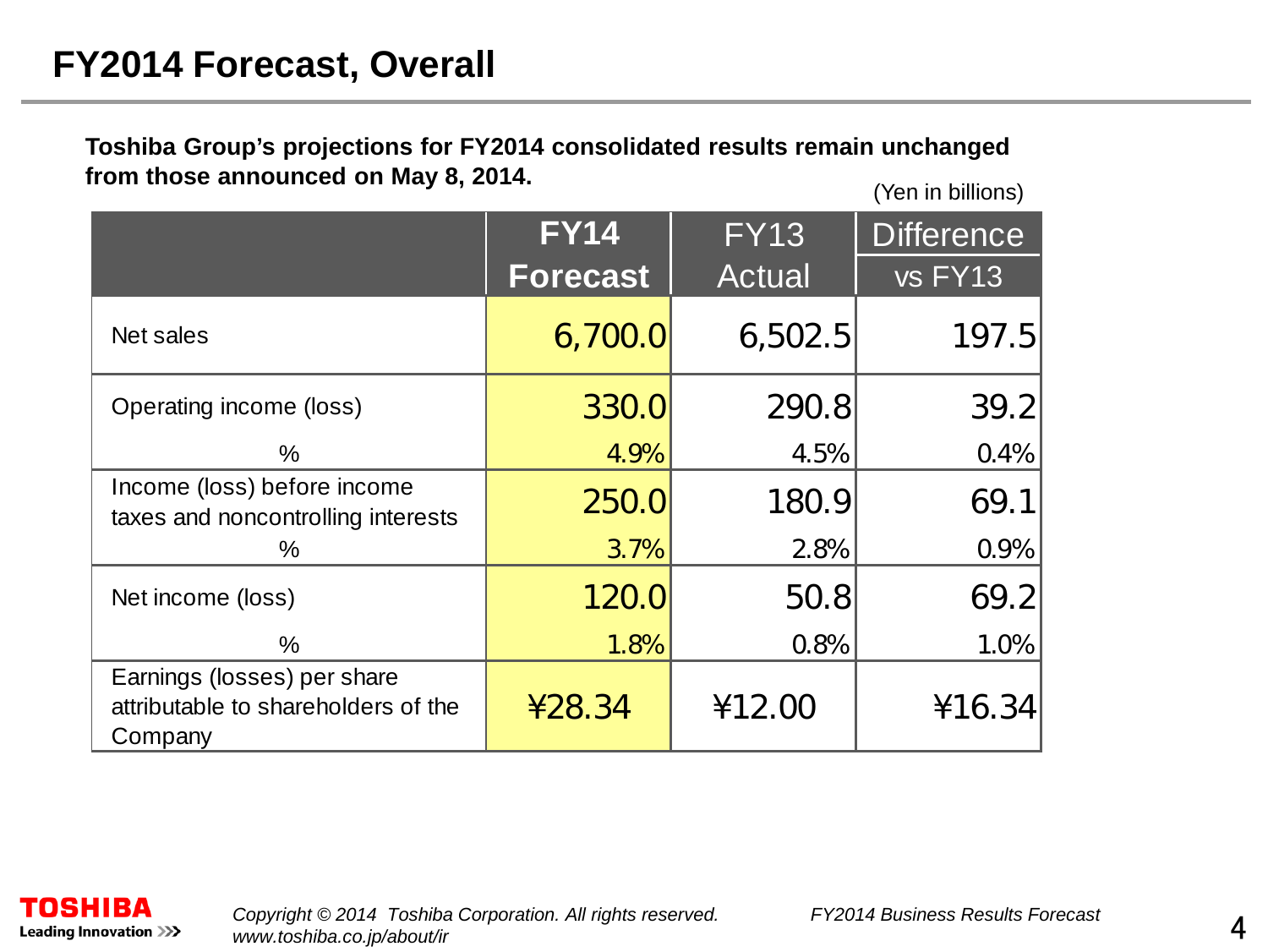# FY2014 Forecast, Overall

**Toshiba Group's projections for FY2014 consolidated results remain unchanged from those announced on May 8, 2014.**

(Yen in billions)

| | **FY14 Forecast** | FY13 Actual | Difference vs FY13 |
|---|---|---|---|
| Net sales | 6,700.0 | 6,502.5 | 197.5 |
| Operating income (loss) | 330.0 | 290.8 | 39.2 |
| % | 4.9% | 4.5% | 0.4% |
| Income (loss) before income taxes and noncontrolling interests | 250.0 | 180.9 | 69.1 |
| % | 3.7% | 2.8% | 0.9% |
| Net income (loss) | 120.0 | 50.8 | 69.2 |
| % | 1.8% | 0.8% | 1.0% |
| Earnings (losses) per share attributable to shareholders of the Company | ¥28.34 | ¥12.00 | ¥16.34 |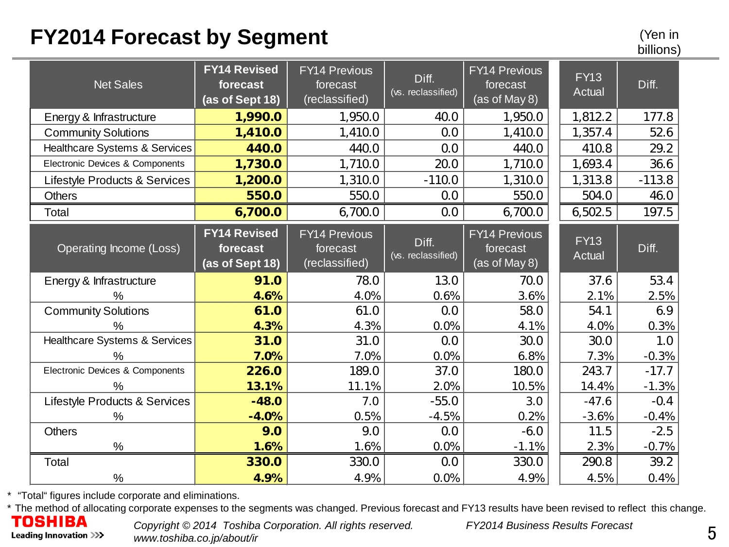# FY2014 Forecast by Segment

(Yen in billions)

| Net Sales | FY14 Revised forecast (as of Sept 18) | FY14 Previous forecast (reclassified) | Diff. (vs. reclassified) | FY14 Previous forecast (as of May 8) | FY13 Actual | Diff. |
|---|---|---|---|---|---|---|
| Energy & Infrastructure | **1,990.0** | 1,950.0 | 40.0 | 1,950.0 | 1,812.2 | 177.8 |
| Community Solutions | **1,410.0** | 1,410.0 | 0.0 | 1,410.0 | 1,357.4 | 52.6 |
| Healthcare Systems & Services | **440.0** | 440.0 | 0.0 | 440.0 | 410.8 | 29.2 |
| Electronic Devices & Components | **1,730.0** | 1,710.0 | 20.0 | 1,710.0 | 1,693.4 | 36.6 |
| Lifestyle Products & Services | **1,200.0** | 1,310.0 | -110.0 | 1,310.0 | 1,313.8 | -113.8 |
| Others | **550.0** | 550.0 | 0.0 | 550.0 | 504.0 | 46.0 |
| Total | **6,700.0** | 6,700.0 | 0.0 | 6,700.0 | 6,502.5 | 197.5 |

| Operating Income (Loss) | FY14 Revised forecast (as of Sept 18) | FY14 Previous forecast (reclassified) | Diff. (vs. reclassified) | FY14 Previous forecast (as of May 8) | FY13 Actual | Diff. |
|---|---|---|---|---|---|---|
| Energy & Infrastructure | **91.0** | 78.0 | 13.0 | 70.0 | 37.6 | 53.4 |
| % | **4.6%** | 4.0% | 0.6% | 3.6% | 2.1% | 2.5% |
| Community Solutions | **61.0** | 61.0 | 0.0 | 58.0 | 54.1 | 6.9 |
| % | **4.3%** | 4.3% | 0.0% | 4.1% | 4.0% | 0.3% |
| Healthcare Systems & Services | **31.0** | 31.0 | 0.0 | 30.0 | 30.0 | 1.0 |
| % | **7.0%** | 7.0% | 0.0% | 6.8% | 7.3% | -0.3% |
| Electronic Devices & Components | **226.0** | 189.0 | 37.0 | 180.0 | 243.7 | -17.7 |
| % | **13.1%** | 11.1% | 2.0% | 10.5% | 14.4% | -1.3% |
| Lifestyle Products & Services | **-48.0** | 7.0 | -55.0 | 3.0 | -47.6 | -0.4 |
| % | **-4.0%** | 0.5% | -4.5% | 0.2% | -3.6% | -0.4% |
| Others | **9.0** | 9.0 | 0.0 | -6.0 | 11.5 | -2.5 |
| % | **1.6%** | 1.6% | 0.0% | -1.1% | 2.3% | -0.7% |
| Total | **330.0** | 330.0 | 0.0 | 330.0 | 290.8 | 39.2 |
| % | **4.9%** | 4.9% | 0.0% | 4.9% | 4.5% | 0.4% |

* "Total" figures include corporate and eliminations.
* The method of allocating corporate expenses to the segments was changed. Previous forecast and FY13 results have been revised to reflect this change.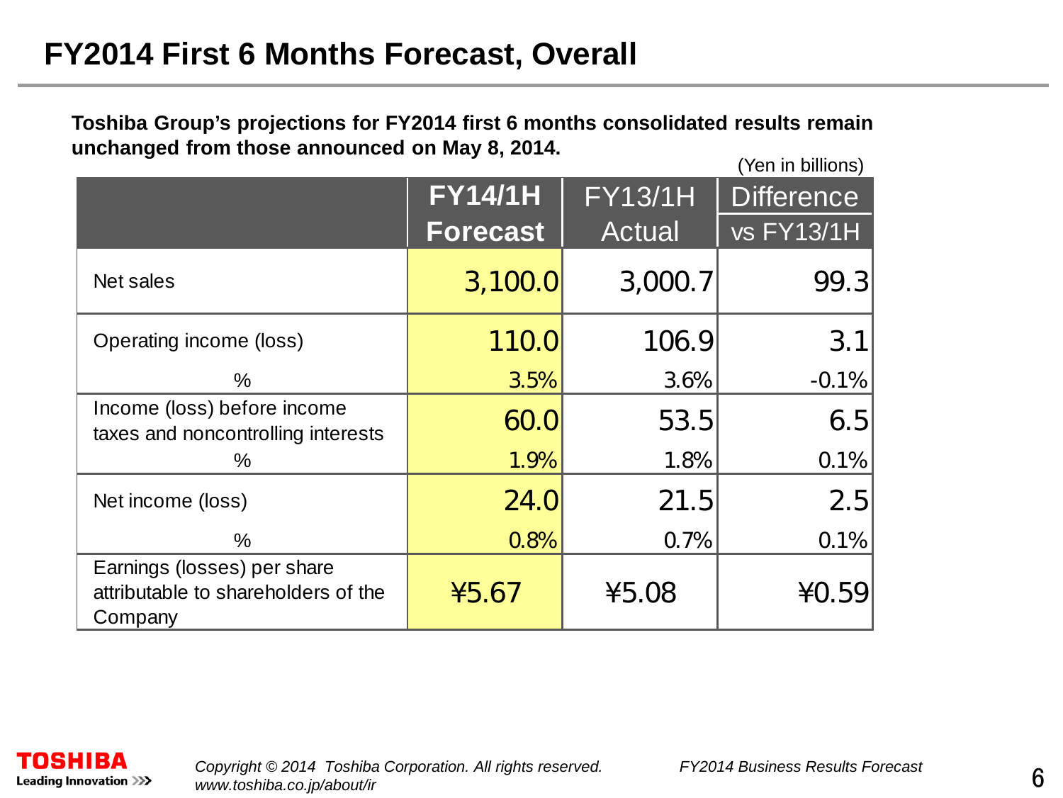# FY2014 First 6 Months Forecast, Overall

**Toshiba Group's projections for FY2014 first 6 months consolidated results remain unchanged from those announced on May 8, 2014.**

(Yen in billions)

| | FY14/1H Forecast | FY13/1H Actual | Difference vs FY13/1H |
|---|---|---|---|
| Net sales | 3,100.0 | 3,000.7 | 99.3 |
| Operating income (loss) | 110.0 | 106.9 | 3.1 |
| % | 3.5% | 3.6% | -0.1% |
| Income (loss) before income taxes and noncontrolling interests | 60.0 | 53.5 | 6.5 |
| % | 1.9% | 1.8% | 0.1% |
| Net income (loss) | 24.0 | 21.5 | 2.5 |
| % | 0.8% | 0.7% | 0.1% |
| Earnings (losses) per share attributable to shareholders of the Company | ¥5.67 | ¥5.08 | ¥0.59 |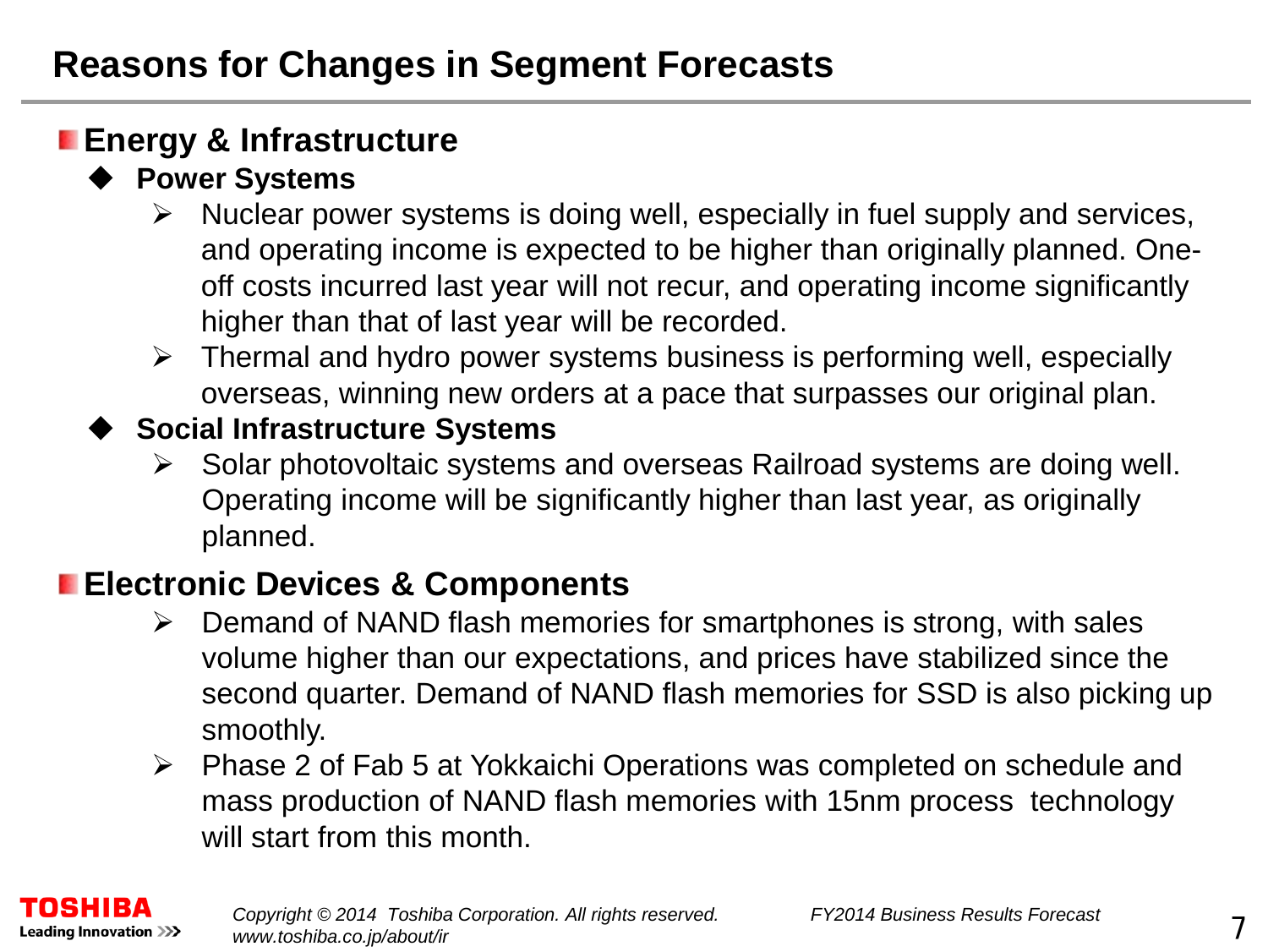# Reasons for Changes in Segment Forecasts

## Energy & Infrastructure

### Power Systems

- Nuclear power systems is doing well, especially in fuel supply and services, and operating income is expected to be higher than originally planned. One-off costs incurred last year will not recur, and operating income significantly higher than that of last year will be recorded.
- Thermal and hydro power systems business is performing well, especially overseas, winning new orders at a pace that surpasses our original plan.

### Social Infrastructure Systems

- Solar photovoltaic systems and overseas Railroad systems are doing well. Operating income will be significantly higher than last year, as originally planned.

## Electronic Devices & Components

- Demand of NAND flash memories for smartphones is strong, with sales volume higher than our expectations, and prices have stabilized since the second quarter. Demand of NAND flash memories for SSD is also picking up smoothly.
- Phase 2 of Fab 5 at Yokkaichi Operations was completed on schedule and mass production of NAND flash memories with 15nm process technology will start from this month.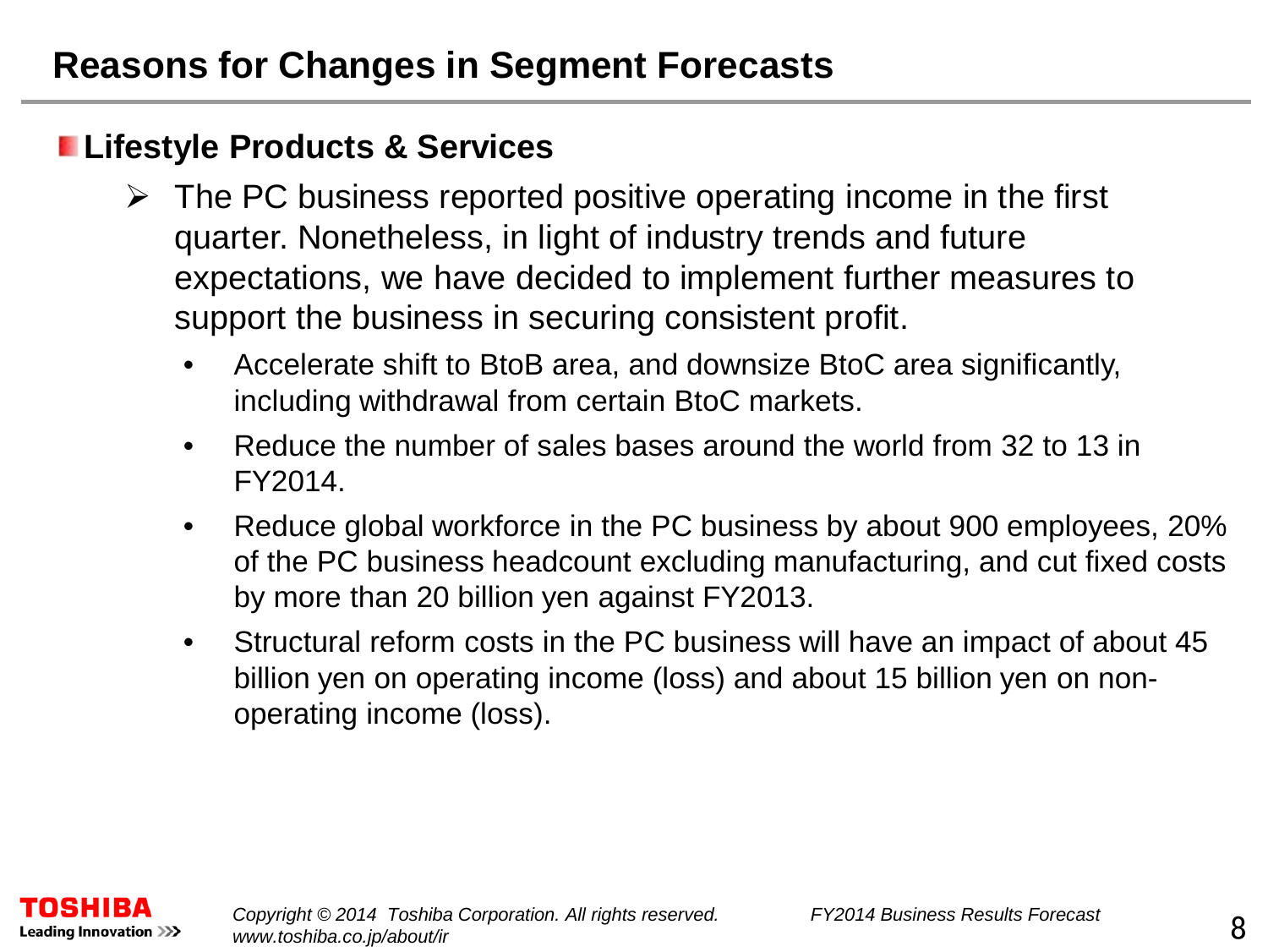# Reasons for Changes in Segment Forecasts

## Lifestyle Products & Services

- The PC business reported positive operating income in the first quarter. Nonetheless, in light of industry trends and future expectations, we have decided to implement further measures to support the business in securing consistent profit.
  - Accelerate shift to BtoB area, and downsize BtoC area significantly, including withdrawal from certain BtoC markets.
  - Reduce the number of sales bases around the world from 32 to 13 in FY2014.
  - Reduce global workforce in the PC business by about 900 employees, 20% of the PC business headcount excluding manufacturing, and cut fixed costs by more than 20 billion yen against FY2013.
  - Structural reform costs in the PC business will have an impact of about 45 billion yen on operating income (loss) and about 15 billion yen on non-operating income (loss).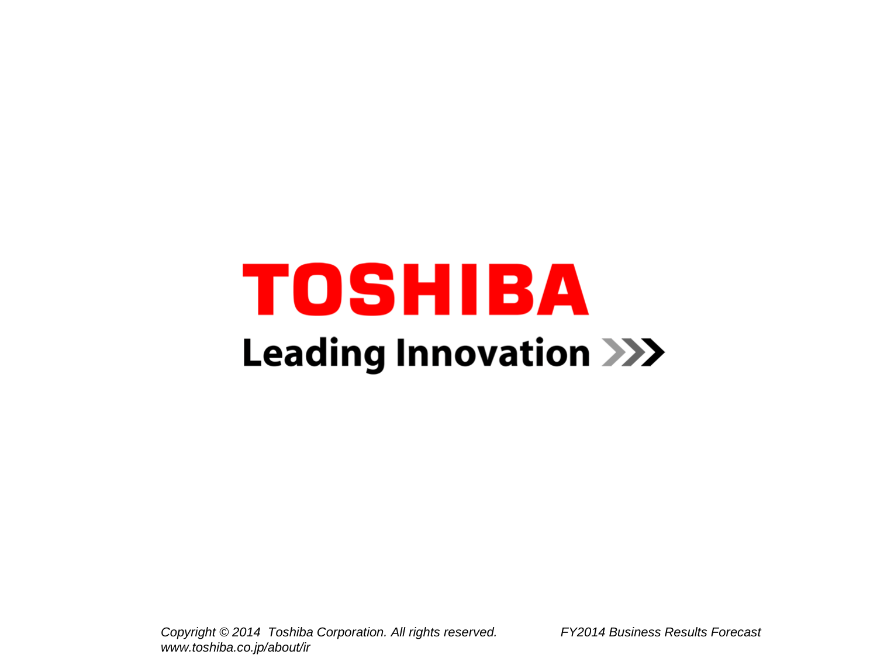# TOSHIBA

**Leading Innovation >>>**